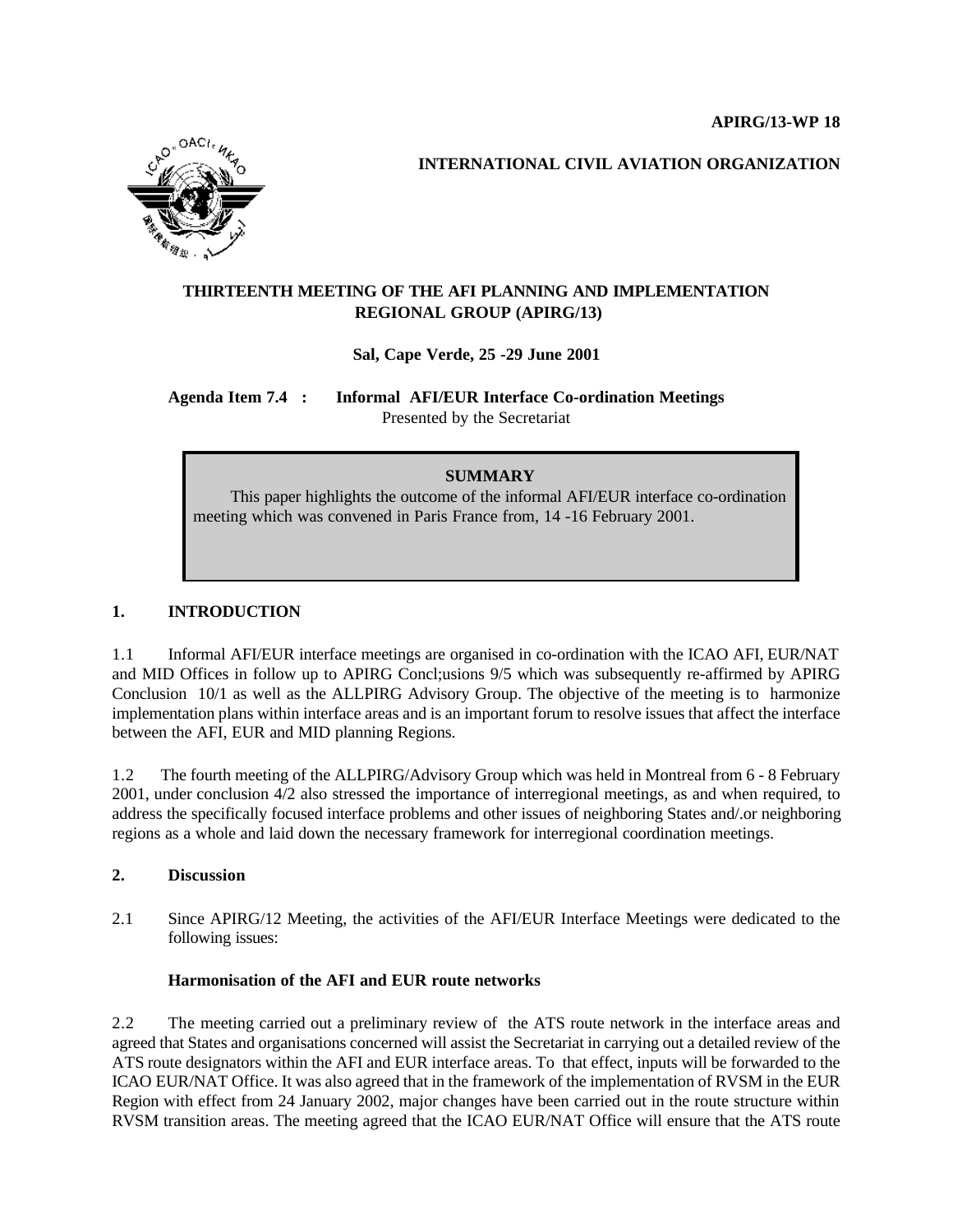**APIRG/13-WP 18**

**INTERNATIONAL CIVIL AVIATION ORGANIZATION**

# THIRTEENTH MEETING OF THE AFI PLANNING AND IMPLEMENTATION REGIONAL GROUP (APIRG/13)

**Sal, Cape Verde, 25 -29 June 2001**

**Agenda Item 7.4 : Informal AFI/EUR Interface Co-ordination Meetings**

Presented by the Secretariat

> **SUMMARY**
>
> This paper highlights the outcome of the informal AFI/EUR interface co-ordination meeting which was convened in Paris France from, 14 -16 February 2001.

## 1. INTRODUCTION

1.1 Informal AFI/EUR interface meetings are organised in co-ordination with the ICAO AFI, EUR/NAT and MID Offices in follow up to APIRG Concl;usions 9/5 which was subsequently re-affirmed by APIRG Conclusion 10/1 as well as the ALLPIRG Advisory Group. The objective of the meeting is to harmonize implementation plans within interface areas and is an important forum to resolve issues that affect the interface between the AFI, EUR and MID planning Regions.

1.2 The fourth meeting of the ALLPIRG/Advisory Group which was held in Montreal from 6 - 8 February 2001, under conclusion 4/2 also stressed the importance of interregional meetings, as and when required, to address the specifically focused interface problems and other issues of neighboring States and/.or neighboring regions as a whole and laid down the necessary framework for interregional coordination meetings.

## 2. Discussion

2.1 Since APIRG/12 Meeting, the activities of the AFI/EUR Interface Meetings were dedicated to the following issues:

### Harmonisation of the AFI and EUR route networks

2.2 The meeting carried out a preliminary review of the ATS route network in the interface areas and agreed that States and organisations concerned will assist the Secretariat in carrying out a detailed review of the ATS route designators within the AFI and EUR interface areas. To that effect, inputs will be forwarded to the ICAO EUR/NAT Office. It was also agreed that in the framework of the implementation of RVSM in the EUR Region with effect from 24 January 2002, major changes have been carried out in the route structure within RVSM transition areas. The meeting agreed that the ICAO EUR/NAT Office will ensure that the ATS route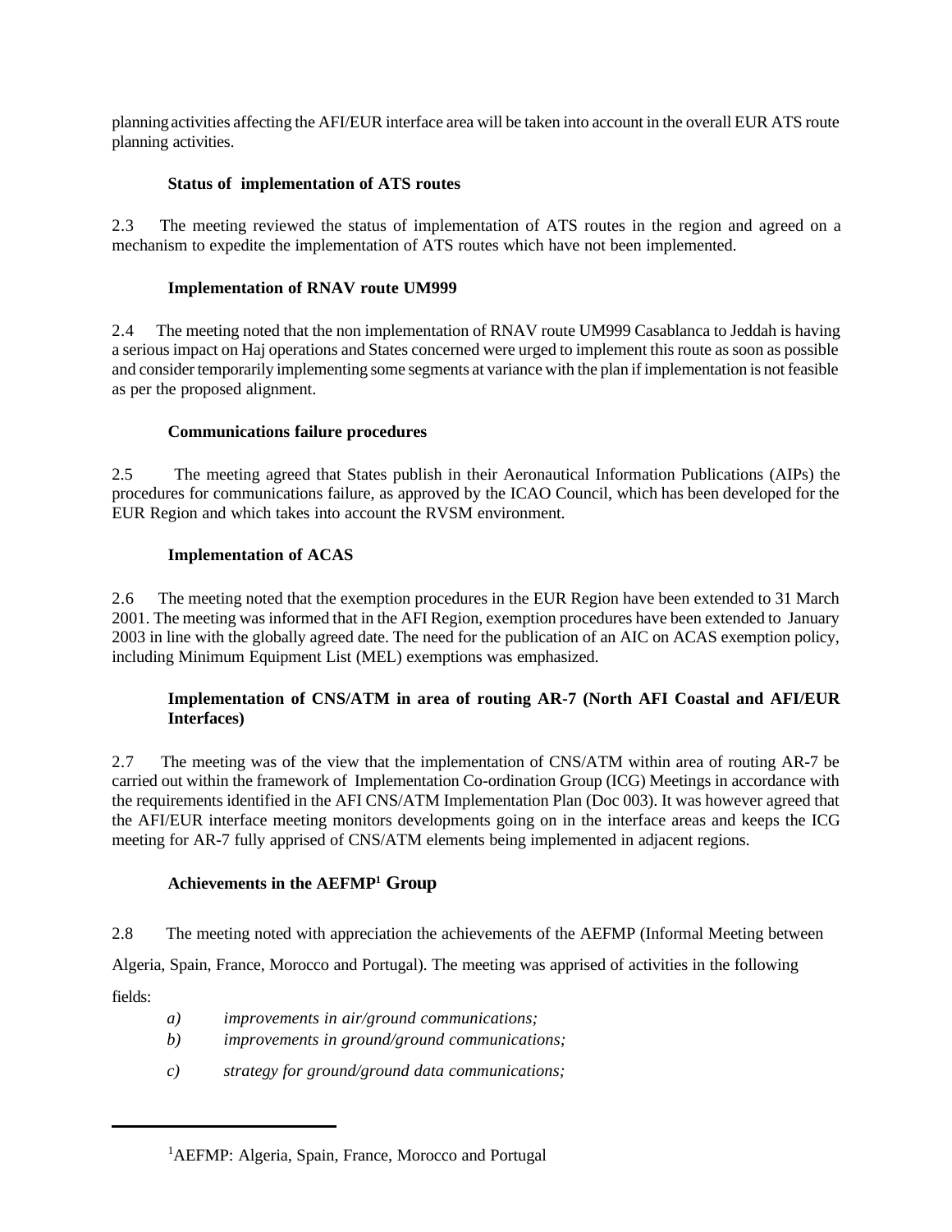planning activities affecting the AFI/EUR interface area will be taken into account in the overall EUR ATS route planning activities.

**Status of implementation of ATS routes**

2.3 The meeting reviewed the status of implementation of ATS routes in the region and agreed on a mechanism to expedite the implementation of ATS routes which have not been implemented.

**Implementation of RNAV route UM999**

2.4 The meeting noted that the non implementation of RNAV route UM999 Casablanca to Jeddah is having a serious impact on Haj operations and States concerned were urged to implement this route as soon as possible and consider temporarily implementing some segments at variance with the plan if implementation is not feasible as per the proposed alignment.

**Communications failure procedures**

2.5 The meeting agreed that States publish in their Aeronautical Information Publications (AIPs) the procedures for communications failure, as approved by the ICAO Council, which has been developed for the EUR Region and which takes into account the RVSM environment.

**Implementation of ACAS**

2.6 The meeting noted that the exemption procedures in the EUR Region have been extended to 31 March 2001. The meeting was informed that in the AFI Region, exemption procedures have been extended to January 2003 in line with the globally agreed date. The need for the publication of an AIC on ACAS exemption policy, including Minimum Equipment List (MEL) exemptions was emphasized.

**Implementation of CNS/ATM in area of routing AR-7 (North AFI Coastal and AFI/EUR Interfaces)**

2.7 The meeting was of the view that the implementation of CNS/ATM within area of routing AR-7 be carried out within the framework of Implementation Co-ordination Group (ICG) Meetings in accordance with the requirements identified in the AFI CNS/ATM Implementation Plan (Doc 003). It was however agreed that the AFI/EUR interface meeting monitors developments going on in the interface areas and keeps the ICG meeting for AR-7 fully apprised of CNS/ATM elements being implemented in adjacent regions.

**Achievements in the AEFMP[1] Group**

2.8 The meeting noted with appreciation the achievements of the AEFMP (Informal Meeting between Algeria, Spain, France, Morocco and Portugal). The meeting was apprised of activities in the following fields:

a) *improvements in air/ground communications;*

b) *improvements in ground/ground communications;*

c) *strategy for ground/ground data communications;*

---

[1]AEFMP: Algeria, Spain, France, Morocco and Portugal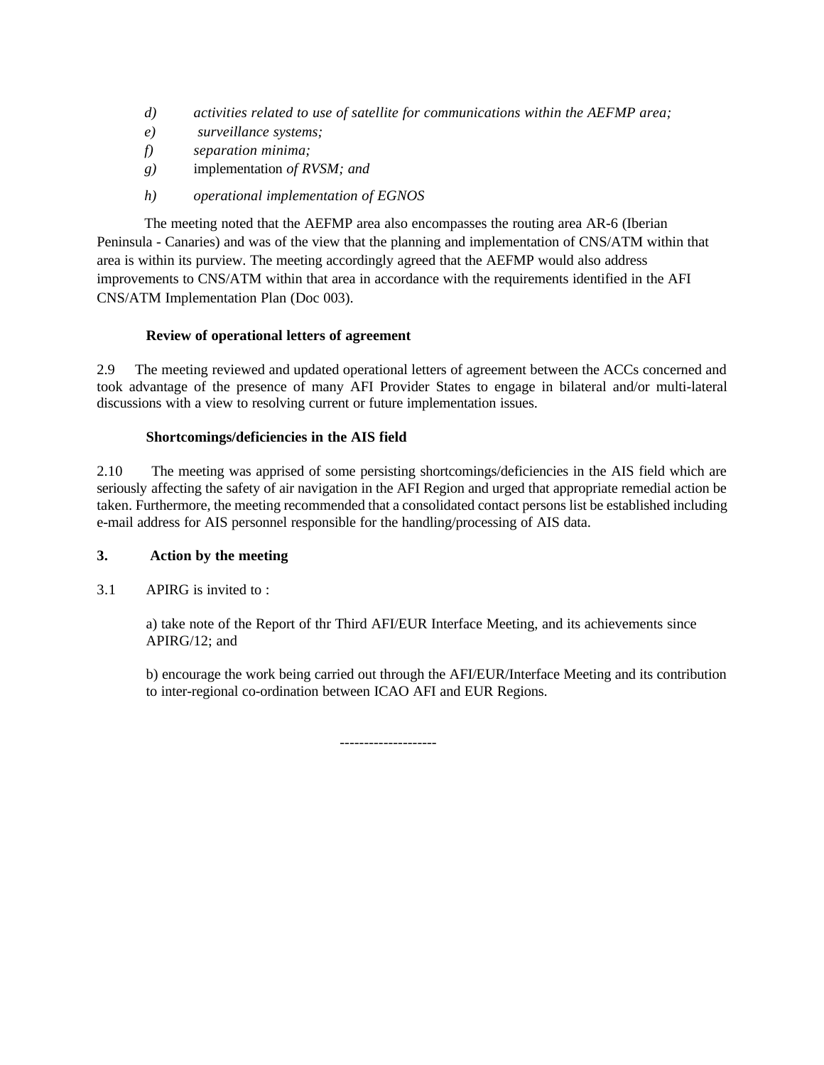*d)* *activities related to use of satellite for communications within the AEFMP area;*
*e)* *surveillance systems;*
*f)* *separation minima;*
*g)* implementation *of RVSM; and*

*h)* *operational implementation of EGNOS*

The meeting noted that the AEFMP area also encompasses the routing area AR-6 (Iberian Peninsula - Canaries) and was of the view that the planning and implementation of CNS/ATM within that area is within its purview. The meeting accordingly agreed that the AEFMP would also address improvements to CNS/ATM within that area in accordance with the requirements identified in the AFI CNS/ATM Implementation Plan (Doc 003).

**Review of operational letters of agreement**

2.9 The meeting reviewed and updated operational letters of agreement between the ACCs concerned and took advantage of the presence of many AFI Provider States to engage in bilateral and/or multi-lateral discussions with a view to resolving current or future implementation issues.

**Shortcomings/deficiencies in the AIS field**

2.10 The meeting was apprised of some persisting shortcomings/deficiencies in the AIS field which are seriously affecting the safety of air navigation in the AFI Region and urged that appropriate remedial action be taken. Furthermore, the meeting recommended that a consolidated contact persons list be established including e-mail address for AIS personnel responsible for the handling/processing of AIS data.

**3. Action by the meeting**

3.1 APIRG is invited to :

a) take note of the Report of thr Third AFI/EUR Interface Meeting, and its achievements since APIRG/12; and

b) encourage the work being carried out through the AFI/EUR/Interface Meeting and its contribution to inter-regional co-ordination between ICAO AFI and EUR Regions.

--------------------